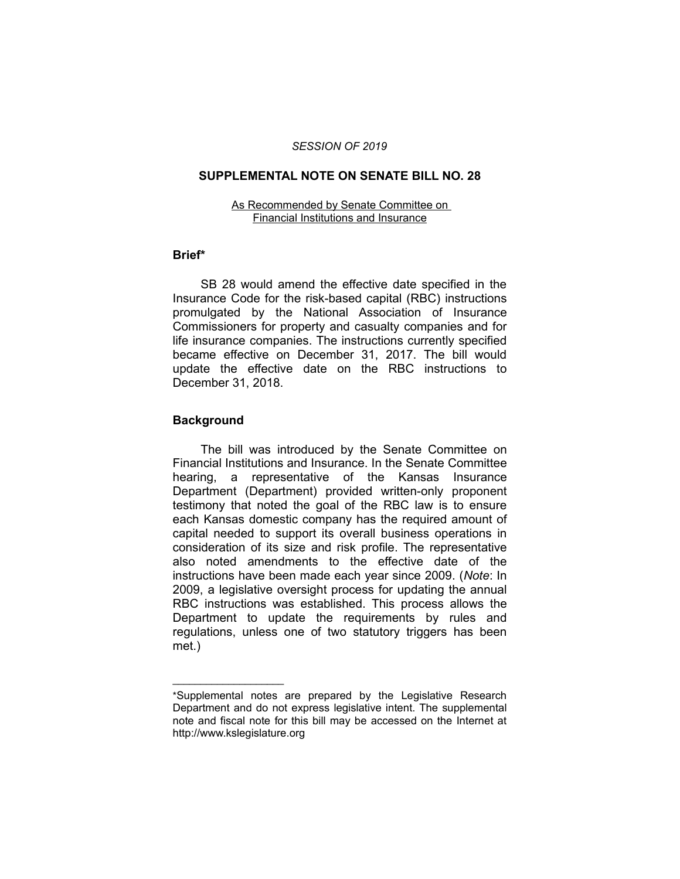*SESSION OF 2019*

# SUPPLEMENTAL NOTE ON SENATE BILL NO. 28

As Recommended by Senate Committee on Financial Institutions and Insurance

## Brief*

SB 28 would amend the effective date specified in the Insurance Code for the risk-based capital (RBC) instructions promulgated by the National Association of Insurance Commissioners for property and casualty companies and for life insurance companies. The instructions currently specified became effective on December 31, 2017. The bill would update the effective date on the RBC instructions to December 31, 2018.

## Background

The bill was introduced by the Senate Committee on Financial Institutions and Insurance. In the Senate Committee hearing, a representative of the Kansas Insurance Department (Department) provided written-only proponent testimony that noted the goal of the RBC law is to ensure each Kansas domestic company has the required amount of capital needed to support its overall business operations in consideration of its size and risk profile. The representative also noted amendments to the effective date of the instructions have been made each year since 2009. (*Note*: In 2009, a legislative oversight process for updating the annual RBC instructions was established. This process allows the Department to update the requirements by rules and regulations, unless one of two statutory triggers has been met.)

---

*Supplemental notes are prepared by the Legislative Research Department and do not express legislative intent. The supplemental note and fiscal note for this bill may be accessed on the Internet at http://www.kslegislature.org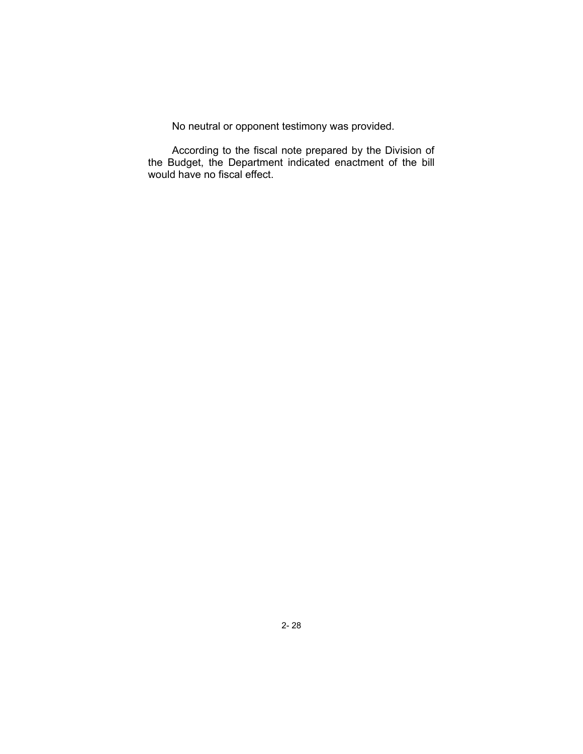No neutral or opponent testimony was provided.

According to the fiscal note prepared by the Division of the Budget, the Department indicated enactment of the bill would have no fiscal effect.